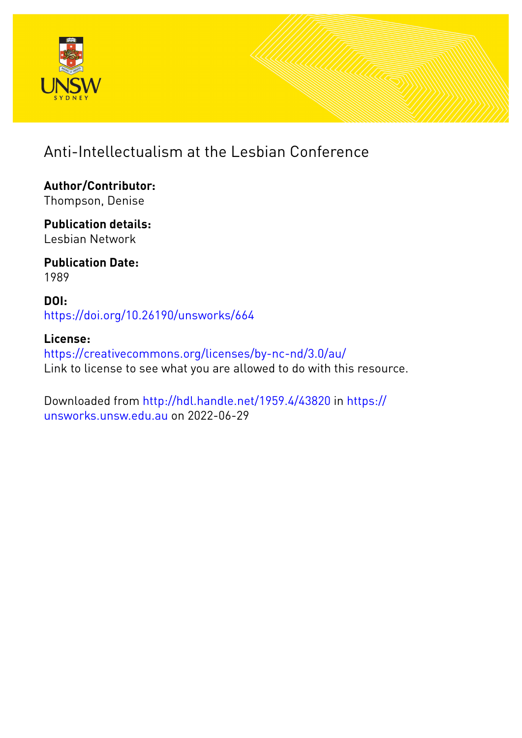# Anti-Intellectualism at the Lesbian Conference

**Author/Contributor:**
Thompson, Denise

**Publication details:**
Lesbian Network

**Publication Date:**
1989

**DOI:**
https://doi.org/10.26190/unsworks/664

**License:**
https://creativecommons.org/licenses/by-nc-nd/3.0/au/
Link to license to see what you are allowed to do with this resource.

Downloaded from http://hdl.handle.net/1959.4/43820 in https://unsworks.unsw.edu.au on 2022-06-29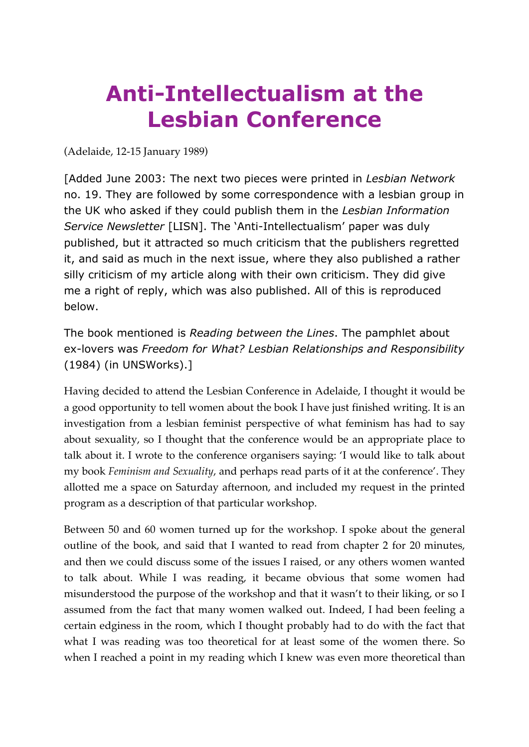# Anti-Intellectualism at the Lesbian Conference

(Adelaide, 12-15 January 1989)

[Added June 2003: The next two pieces were printed in *Lesbian Network* no. 19. They are followed by some correspondence with a lesbian group in the UK who asked if they could publish them in the *Lesbian Information Service Newsletter* [LISN]. The 'Anti-Intellectualism' paper was duly published, but it attracted so much criticism that the publishers regretted it, and said as much in the next issue, where they also published a rather silly criticism of my article along with their own criticism. They did give me a right of reply, which was also published. All of this is reproduced below.

The book mentioned is *Reading between the Lines*. The pamphlet about ex-lovers was *Freedom for What? Lesbian Relationships and Responsibility* (1984) (in UNSWorks).]

Having decided to attend the Lesbian Conference in Adelaide, I thought it would be a good opportunity to tell women about the book I have just finished writing. It is an investigation from a lesbian feminist perspective of what feminism has had to say about sexuality, so I thought that the conference would be an appropriate place to talk about it. I wrote to the conference organisers saying: 'I would like to talk about my book *Feminism and Sexuality*, and perhaps read parts of it at the conference'. They allotted me a space on Saturday afternoon, and included my request in the printed program as a description of that particular workshop.

Between 50 and 60 women turned up for the workshop. I spoke about the general outline of the book, and said that I wanted to read from chapter 2 for 20 minutes, and then we could discuss some of the issues I raised, or any others women wanted to talk about. While I was reading, it became obvious that some women had misunderstood the purpose of the workshop and that it wasn't to their liking, or so I assumed from the fact that many women walked out. Indeed, I had been feeling a certain edginess in the room, which I thought probably had to do with the fact that what I was reading was too theoretical for at least some of the women there. So when I reached a point in my reading which I knew was even more theoretical than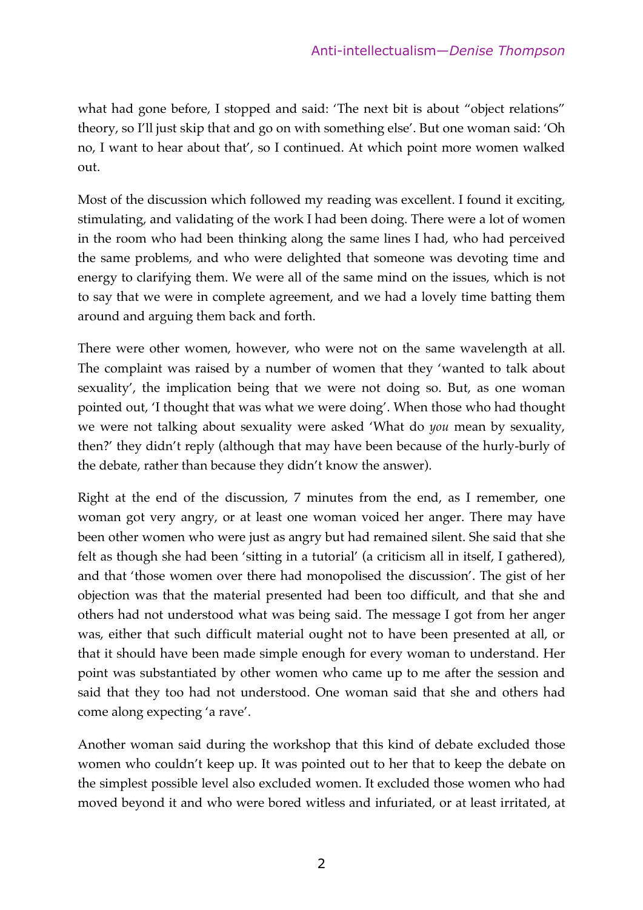what had gone before, I stopped and said: 'The next bit is about "object relations" theory, so I'll just skip that and go on with something else'. But one woman said: 'Oh no, I want to hear about that', so I continued. At which point more women walked out.

Most of the discussion which followed my reading was excellent. I found it exciting, stimulating, and validating of the work I had been doing. There were a lot of women in the room who had been thinking along the same lines I had, who had perceived the same problems, and who were delighted that someone was devoting time and energy to clarifying them. We were all of the same mind on the issues, which is not to say that we were in complete agreement, and we had a lovely time batting them around and arguing them back and forth.

There were other women, however, who were not on the same wavelength at all. The complaint was raised by a number of women that they 'wanted to talk about sexuality', the implication being that we were not doing so. But, as one woman pointed out, 'I thought that was what we were doing'. When those who had thought we were not talking about sexuality were asked 'What do *you* mean by sexuality, then?' they didn't reply (although that may have been because of the hurly-burly of the debate, rather than because they didn't know the answer).

Right at the end of the discussion, 7 minutes from the end, as I remember, one woman got very angry, or at least one woman voiced her anger. There may have been other women who were just as angry but had remained silent. She said that she felt as though she had been 'sitting in a tutorial' (a criticism all in itself, I gathered), and that 'those women over there had monopolised the discussion'. The gist of her objection was that the material presented had been too difficult, and that she and others had not understood what was being said. The message I got from her anger was, either that such difficult material ought not to have been presented at all, or that it should have been made simple enough for every woman to understand. Her point was substantiated by other women who came up to me after the session and said that they too had not understood. One woman said that she and others had come along expecting 'a rave'.

Another woman said during the workshop that this kind of debate excluded those women who couldn't keep up. It was pointed out to her that to keep the debate on the simplest possible level also excluded women. It excluded those women who had moved beyond it and who were bored witless and infuriated, or at least irritated, at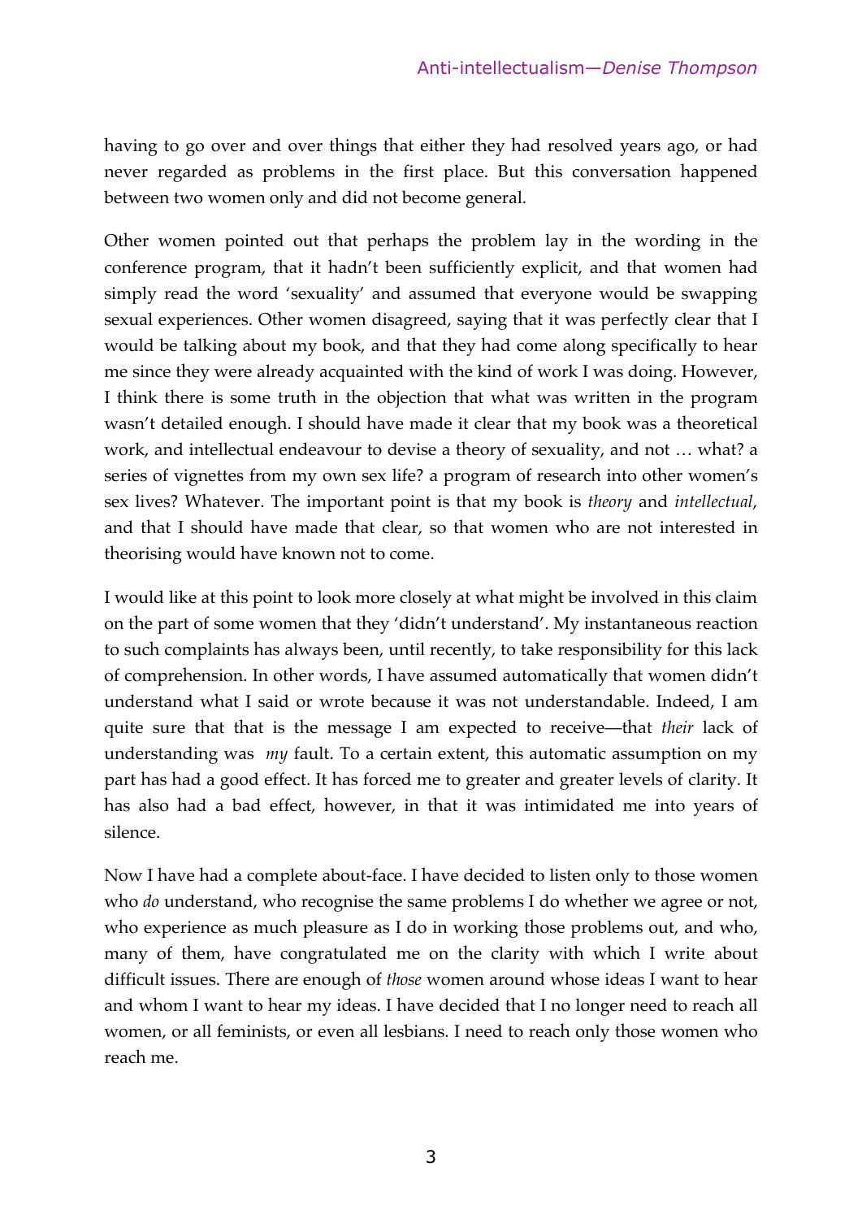having to go over and over things that either they had resolved years ago, or had never regarded as problems in the first place. But this conversation happened between two women only and did not become general.

Other women pointed out that perhaps the problem lay in the wording in the conference program, that it hadn't been sufficiently explicit, and that women had simply read the word 'sexuality' and assumed that everyone would be swapping sexual experiences. Other women disagreed, saying that it was perfectly clear that I would be talking about my book, and that they had come along specifically to hear me since they were already acquainted with the kind of work I was doing. However, I think there is some truth in the objection that what was written in the program wasn't detailed enough. I should have made it clear that my book was a theoretical work, and intellectual endeavour to devise a theory of sexuality, and not … what? a series of vignettes from my own sex life? a program of research into other women's sex lives? Whatever. The important point is that my book is *theory* and *intellectual*, and that I should have made that clear, so that women who are not interested in theorising would have known not to come.

I would like at this point to look more closely at what might be involved in this claim on the part of some women that they 'didn't understand'. My instantaneous reaction to such complaints has always been, until recently, to take responsibility for this lack of comprehension. In other words, I have assumed automatically that women didn't understand what I said or wrote because it was not understandable. Indeed, I am quite sure that that is the message I am expected to receive—that *their* lack of understanding was *my* fault. To a certain extent, this automatic assumption on my part has had a good effect. It has forced me to greater and greater levels of clarity. It has also had a bad effect, however, in that it was intimidated me into years of silence.

Now I have had a complete about-face. I have decided to listen only to those women who *do* understand, who recognise the same problems I do whether we agree or not, who experience as much pleasure as I do in working those problems out, and who, many of them, have congratulated me on the clarity with which I write about difficult issues. There are enough of *those* women around whose ideas I want to hear and whom I want to hear my ideas. I have decided that I no longer need to reach all women, or all feminists, or even all lesbians. I need to reach only those women who reach me.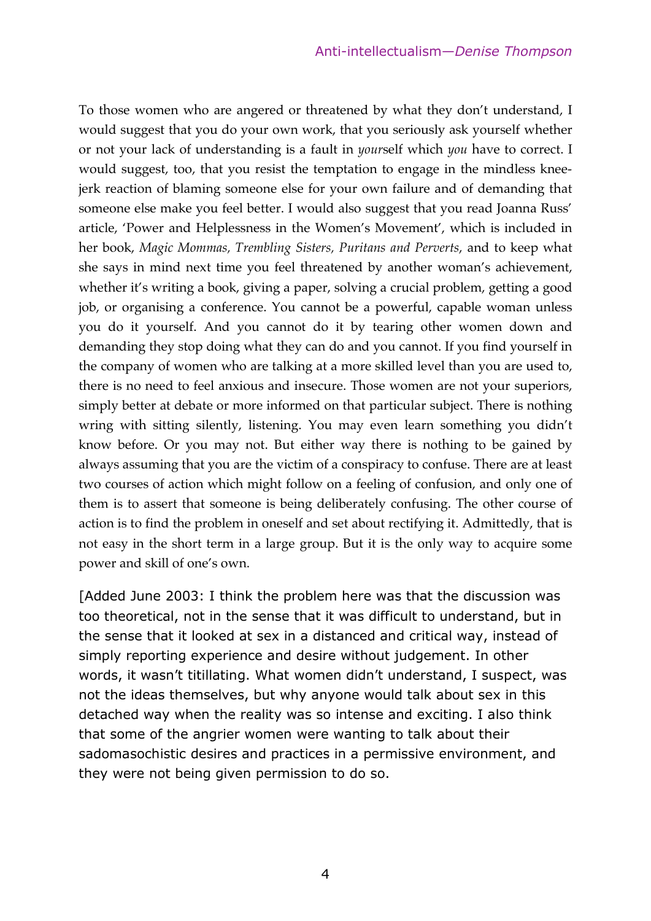To those women who are angered or threatened by what they don't understand, I would suggest that you do your own work, that you seriously ask yourself whether or not your lack of understanding is a fault in *your*self which *you* have to correct. I would suggest, too, that you resist the temptation to engage in the mindless knee-jerk reaction of blaming someone else for your own failure and of demanding that someone else make you feel better. I would also suggest that you read Joanna Russ' article, 'Power and Helplessness in the Women's Movement', which is included in her book, *Magic Mommas, Trembling Sisters, Puritans and Perverts*, and to keep what she says in mind next time you feel threatened by another woman's achievement, whether it's writing a book, giving a paper, solving a crucial problem, getting a good job, or organising a conference. You cannot be a powerful, capable woman unless you do it yourself. And you cannot do it by tearing other women down and demanding they stop doing what they can do and you cannot. If you find yourself in the company of women who are talking at a more skilled level than you are used to, there is no need to feel anxious and insecure. Those women are not your superiors, simply better at debate or more informed on that particular subject. There is nothing wring with sitting silently, listening. You may even learn something you didn't know before. Or you may not. But either way there is nothing to be gained by always assuming that you are the victim of a conspiracy to confuse. There are at least two courses of action which might follow on a feeling of confusion, and only one of them is to assert that someone is being deliberately confusing. The other course of action is to find the problem in oneself and set about rectifying it. Admittedly, that is not easy in the short term in a large group. But it is the only way to acquire some power and skill of one's own.

[Added June 2003: I think the problem here was that the discussion was too theoretical, not in the sense that it was difficult to understand, but in the sense that it looked at sex in a distanced and critical way, instead of simply reporting experience and desire without judgement. In other words, it wasn't titillating. What women didn't understand, I suspect, was not the ideas themselves, but why anyone would talk about sex in this detached way when the reality was so intense and exciting. I also think that some of the angrier women were wanting to talk about their sadomasochistic desires and practices in a permissive environment, and they were not being given permission to do so.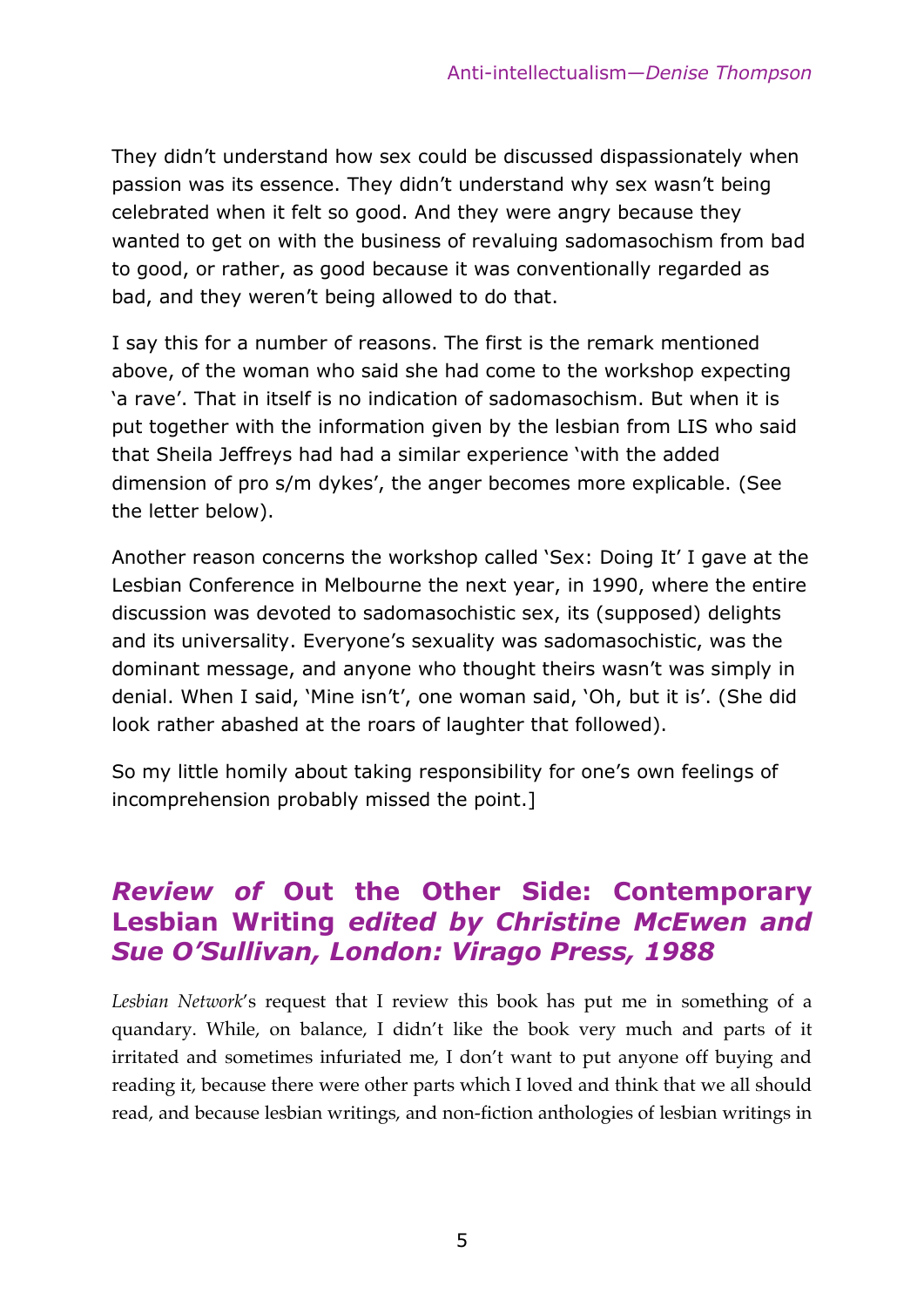They didn’t understand how sex could be discussed dispassionately when passion was its essence. They didn’t understand why sex wasn’t being celebrated when it felt so good. And they were angry because they wanted to get on with the business of revaluing sadomasochism from bad to good, or rather, as good because it was conventionally regarded as bad, and they weren’t being allowed to do that.

I say this for a number of reasons. The first is the remark mentioned above, of the woman who said she had come to the workshop expecting ‘a rave’. That in itself is no indication of sadomasochism. But when it is put together with the information given by the lesbian from LIS who said that Sheila Jeffreys had had a similar experience ‘with the added dimension of pro s/m dykes’, the anger becomes more explicable. (See the letter below).

Another reason concerns the workshop called ‘Sex: Doing It’ I gave at the Lesbian Conference in Melbourne the next year, in 1990, where the entire discussion was devoted to sadomasochistic sex, its (supposed) delights and its universality. Everyone’s sexuality was sadomasochistic, was the dominant message, and anyone who thought theirs wasn’t was simply in denial. When I said, ‘Mine isn’t’, one woman said, ‘Oh, but it is’. (She did look rather abashed at the roars of laughter that followed).

So my little homily about taking responsibility for one’s own feelings of incomprehension probably missed the point.]

## *Review of* **Out the Other Side: Contemporary Lesbian Writing** *edited by Christine McEwen and Sue O’Sullivan, London: Virago Press, 1988*

*Lesbian Network*’s request that I review this book has put me in something of a quandary. While, on balance, I didn’t like the book very much and parts of it irritated and sometimes infuriated me, I don’t want to put anyone off buying and reading it, because there were other parts which I loved and think that we all should read, and because lesbian writings, and non-fiction anthologies of lesbian writings in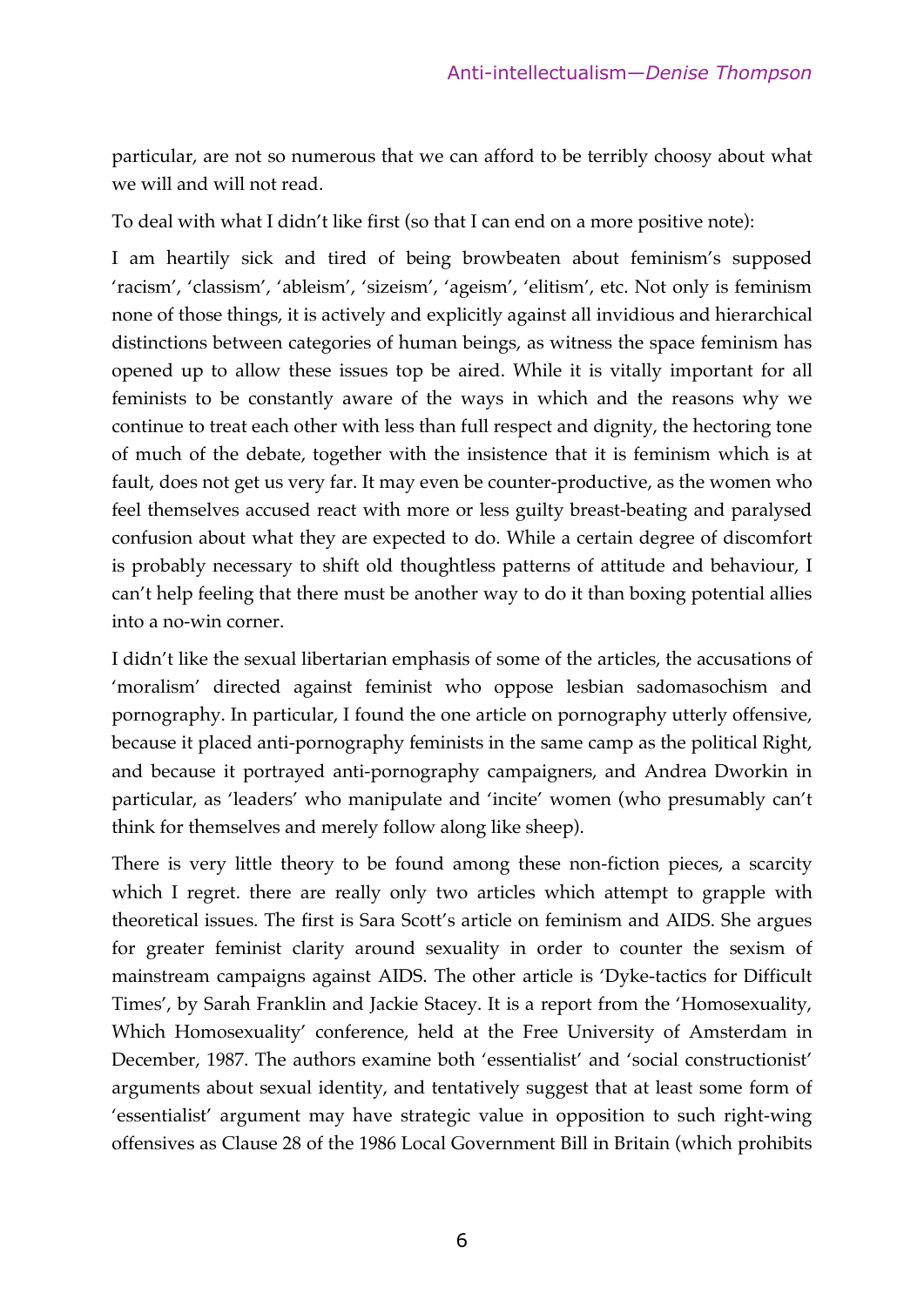particular, are not so numerous that we can afford to be terribly choosy about what we will and will not read.

To deal with what I didn't like first (so that I can end on a more positive note):

I am heartily sick and tired of being browbeaten about feminism's supposed 'racism', 'classism', 'ableism', 'sizeism', 'ageism', 'elitism', etc. Not only is feminism none of those things, it is actively and explicitly against all invidious and hierarchical distinctions between categories of human beings, as witness the space feminism has opened up to allow these issues top be aired. While it is vitally important for all feminists to be constantly aware of the ways in which and the reasons why we continue to treat each other with less than full respect and dignity, the hectoring tone of much of the debate, together with the insistence that it is feminism which is at fault, does not get us very far. It may even be counter-productive, as the women who feel themselves accused react with more or less guilty breast-beating and paralysed confusion about what they are expected to do. While a certain degree of discomfort is probably necessary to shift old thoughtless patterns of attitude and behaviour, I can't help feeling that there must be another way to do it than boxing potential allies into a no-win corner.

I didn't like the sexual libertarian emphasis of some of the articles, the accusations of 'moralism' directed against feminist who oppose lesbian sadomasochism and pornography. In particular, I found the one article on pornography utterly offensive, because it placed anti-pornography feminists in the same camp as the political Right, and because it portrayed anti-pornography campaigners, and Andrea Dworkin in particular, as 'leaders' who manipulate and 'incite' women (who presumably can't think for themselves and merely follow along like sheep).

There is very little theory to be found among these non-fiction pieces, a scarcity which I regret. there are really only two articles which attempt to grapple with theoretical issues. The first is Sara Scott's article on feminism and AIDS. She argues for greater feminist clarity around sexuality in order to counter the sexism of mainstream campaigns against AIDS. The other article is 'Dyke-tactics for Difficult Times', by Sarah Franklin and Jackie Stacey. It is a report from the 'Homosexuality, Which Homosexuality' conference, held at the Free University of Amsterdam in December, 1987. The authors examine both 'essentialist' and 'social constructionist' arguments about sexual identity, and tentatively suggest that at least some form of 'essentialist' argument may have strategic value in opposition to such right-wing offensives as Clause 28 of the 1986 Local Government Bill in Britain (which prohibits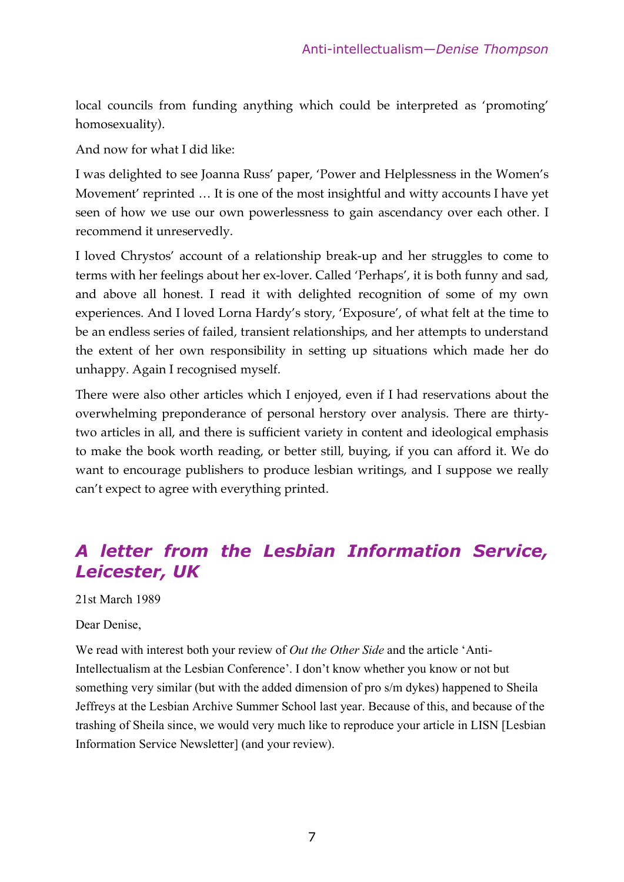local councils from funding anything which could be interpreted as 'promoting' homosexuality).

And now for what I did like:

I was delighted to see Joanna Russ' paper, 'Power and Helplessness in the Women's Movement' reprinted … It is one of the most insightful and witty accounts I have yet seen of how we use our own powerlessness to gain ascendancy over each other. I recommend it unreservedly.

I loved Chrystos' account of a relationship break-up and her struggles to come to terms with her feelings about her ex-lover. Called 'Perhaps', it is both funny and sad, and above all honest. I read it with delighted recognition of some of my own experiences. And I loved Lorna Hardy's story, 'Exposure', of what felt at the time to be an endless series of failed, transient relationships, and her attempts to understand the extent of her own responsibility in setting up situations which made her do unhappy. Again I recognised myself.

There were also other articles which I enjoyed, even if I had reservations about the overwhelming preponderance of personal herstory over analysis. There are thirty-two articles in all, and there is sufficient variety in content and ideological emphasis to make the book worth reading, or better still, buying, if you can afford it. We do want to encourage publishers to produce lesbian writings, and I suppose we really can't expect to agree with everything printed.

## *A letter from the Lesbian Information Service, Leicester, UK*

21st March 1989

Dear Denise,

We read with interest both your review of *Out the Other Side* and the article 'Anti-Intellectualism at the Lesbian Conference'. I don't know whether you know or not but something very similar (but with the added dimension of pro s/m dykes) happened to Sheila Jeffreys at the Lesbian Archive Summer School last year. Because of this, and because of the trashing of Sheila since, we would very much like to reproduce your article in LISN [Lesbian Information Service Newsletter] (and your review).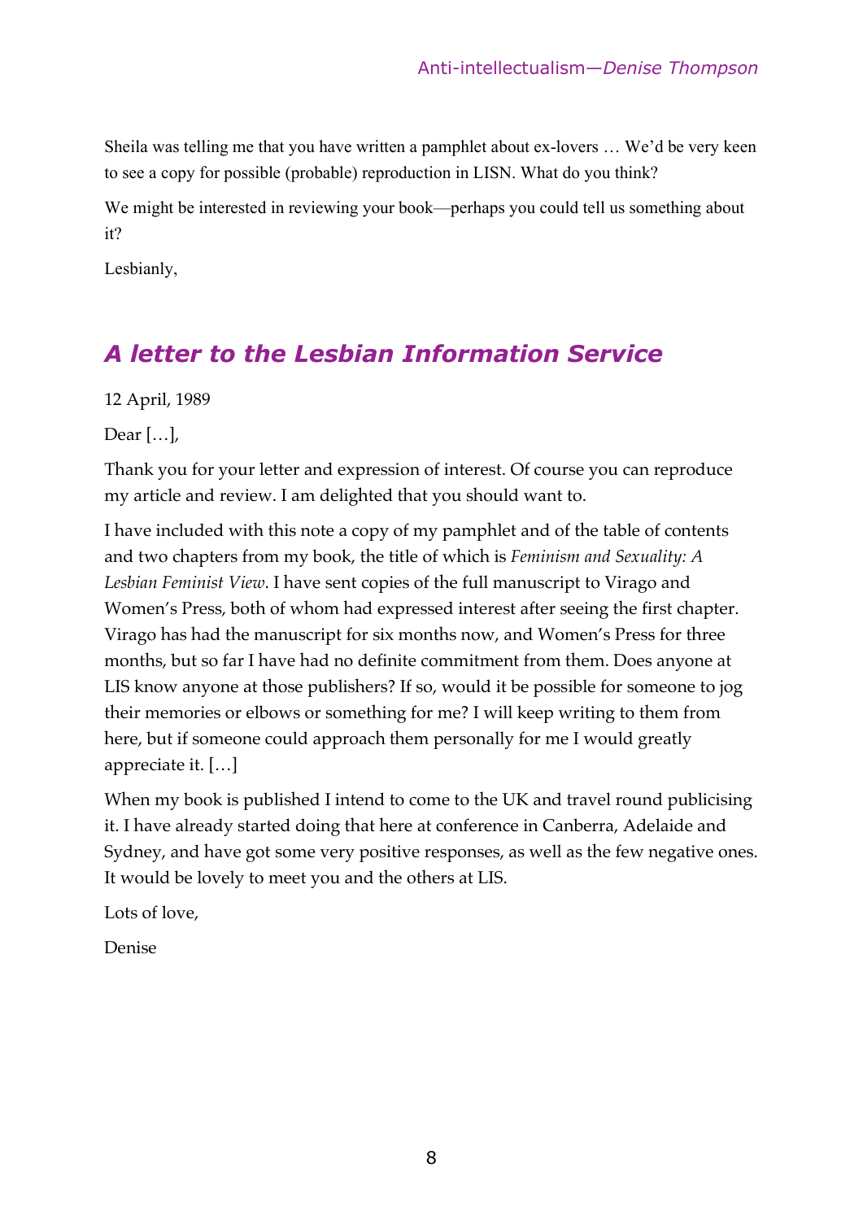Sheila was telling me that you have written a pamphlet about ex-lovers … We'd be very keen to see a copy for possible (probable) reproduction in LISN. What do you think?

We might be interested in reviewing your book—perhaps you could tell us something about it?

Lesbianly,

## *A letter to the Lesbian Information Service*

12 April, 1989

Dear […],

Thank you for your letter and expression of interest. Of course you can reproduce my article and review. I am delighted that you should want to.

I have included with this note a copy of my pamphlet and of the table of contents and two chapters from my book, the title of which is *Feminism and Sexuality: A Lesbian Feminist View*. I have sent copies of the full manuscript to Virago and Women's Press, both of whom had expressed interest after seeing the first chapter. Virago has had the manuscript for six months now, and Women's Press for three months, but so far I have had no definite commitment from them. Does anyone at LIS know anyone at those publishers? If so, would it be possible for someone to jog their memories or elbows or something for me? I will keep writing to them from here, but if someone could approach them personally for me I would greatly appreciate it. […]

When my book is published I intend to come to the UK and travel round publicising it. I have already started doing that here at conference in Canberra, Adelaide and Sydney, and have got some very positive responses, as well as the few negative ones. It would be lovely to meet you and the others at LIS.

Lots of love,

Denise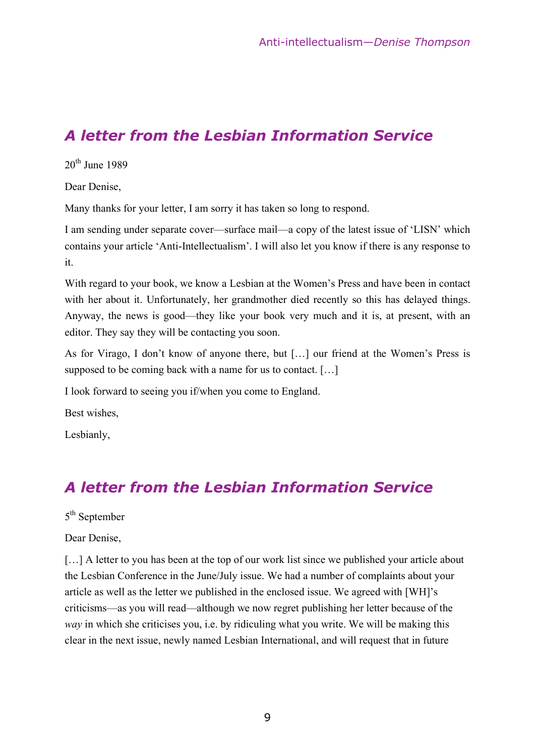## *A letter from the Lesbian Information Service*

20th June 1989

Dear Denise,

Many thanks for your letter, I am sorry it has taken so long to respond.

I am sending under separate cover—surface mail—a copy of the latest issue of 'LISN' which contains your article 'Anti-Intellectualism'. I will also let you know if there is any response to it.

With regard to your book, we know a Lesbian at the Women's Press and have been in contact with her about it. Unfortunately, her grandmother died recently so this has delayed things. Anyway, the news is good—they like your book very much and it is, at present, with an editor. They say they will be contacting you soon.

As for Virago, I don't know of anyone there, but […] our friend at the Women's Press is supposed to be coming back with a name for us to contact. […]

I look forward to seeing you if/when you come to England.

Best wishes,

Lesbianly,

## *A letter from the Lesbian Information Service*

5th September

Dear Denise,

[…] A letter to you has been at the top of our work list since we published your article about the Lesbian Conference in the June/July issue. We had a number of complaints about your article as well as the letter we published in the enclosed issue. We agreed with [WH]'s criticisms—as you will read—although we now regret publishing her letter because of the *way* in which she criticises you, i.e. by ridiculing what you write. We will be making this clear in the next issue, newly named Lesbian International, and will request that in future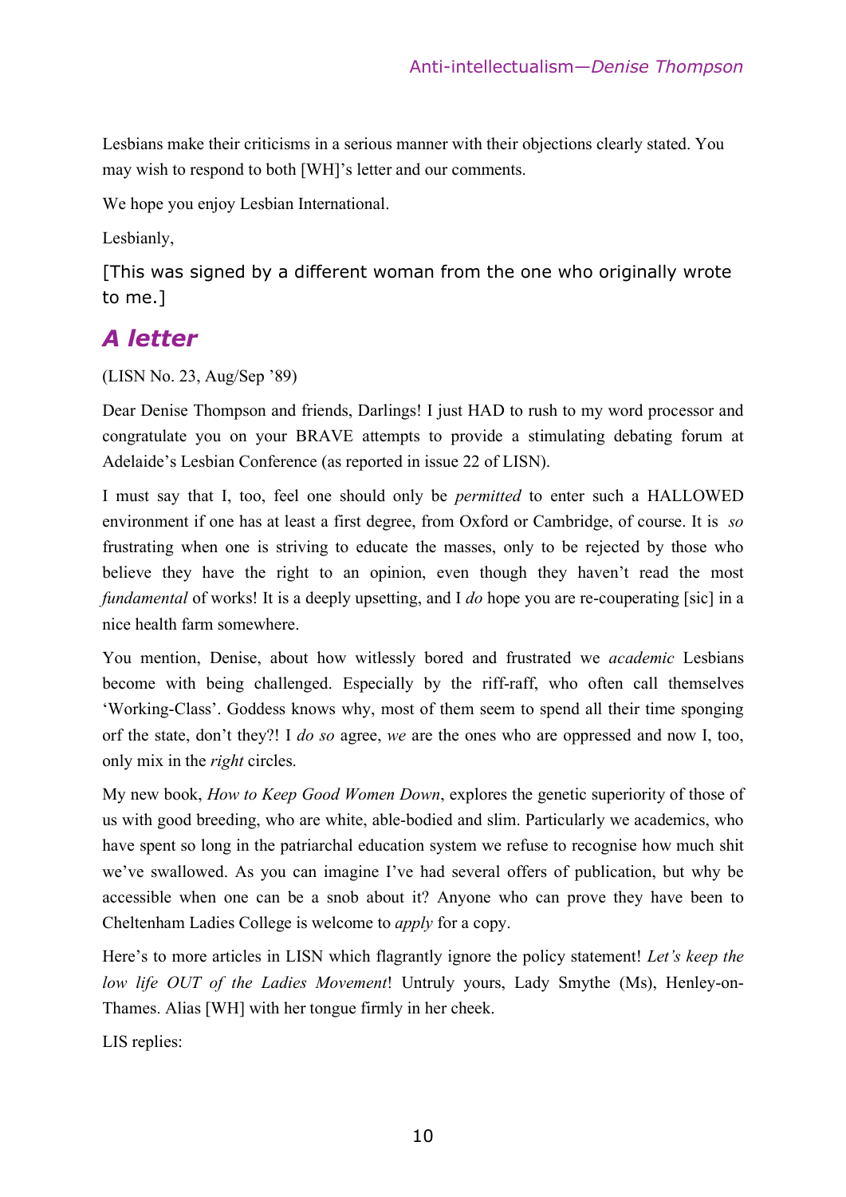Lesbians make their criticisms in a serious manner with their objections clearly stated. You may wish to respond to both [WH]'s letter and our comments.

We hope you enjoy Lesbian International.

Lesbianly,

[This was signed by a different woman from the one who originally wrote to me.]

## *A letter*

(LISN No. 23, Aug/Sep '89)

Dear Denise Thompson and friends, Darlings! I just HAD to rush to my word processor and congratulate you on your BRAVE attempts to provide a stimulating debating forum at Adelaide's Lesbian Conference (as reported in issue 22 of LISN).

I must say that I, too, feel one should only be *permitted* to enter such a HALLOWED environment if one has at least a first degree, from Oxford or Cambridge, of course. It is *so* frustrating when one is striving to educate the masses, only to be rejected by those who believe they have the right to an opinion, even though they haven't read the most *fundamental* of works! It is a deeply upsetting, and I *do* hope you are re-couperating [sic] in a nice health farm somewhere.

You mention, Denise, about how witlessly bored and frustrated we *academic* Lesbians become with being challenged. Especially by the riff-raff, who often call themselves 'Working-Class'. Goddess knows why, most of them seem to spend all their time sponging orf the state, don't they?! I *do so* agree, *we* are the ones who are oppressed and now I, too, only mix in the *right* circles.

My new book, *How to Keep Good Women Down*, explores the genetic superiority of those of us with good breeding, who are white, able-bodied and slim. Particularly we academics, who have spent so long in the patriarchal education system we refuse to recognise how much shit we've swallowed. As you can imagine I've had several offers of publication, but why be accessible when one can be a snob about it? Anyone who can prove they have been to Cheltenham Ladies College is welcome to *apply* for a copy.

Here's to more articles in LISN which flagrantly ignore the policy statement! *Let's keep the low life OUT of the Ladies Movement*! Untruly yours, Lady Smythe (Ms), Henley-on-Thames. Alias [WH] with her tongue firmly in her cheek.

LIS replies: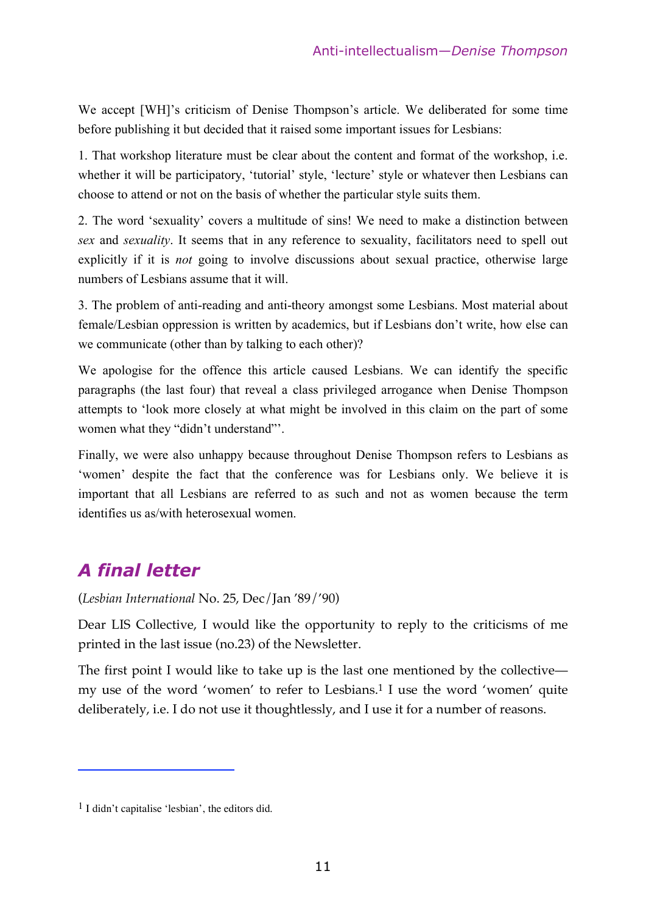We accept [WH]'s criticism of Denise Thompson's article. We deliberated for some time before publishing it but decided that it raised some important issues for Lesbians:

1. That workshop literature must be clear about the content and format of the workshop, i.e. whether it will be participatory, 'tutorial' style, 'lecture' style or whatever then Lesbians can choose to attend or not on the basis of whether the particular style suits them.

2. The word 'sexuality' covers a multitude of sins! We need to make a distinction between *sex* and *sexuality*. It seems that in any reference to sexuality, facilitators need to spell out explicitly if it is *not* going to involve discussions about sexual practice, otherwise large numbers of Lesbians assume that it will.

3. The problem of anti-reading and anti-theory amongst some Lesbians. Most material about female/Lesbian oppression is written by academics, but if Lesbians don't write, how else can we communicate (other than by talking to each other)?

We apologise for the offence this article caused Lesbians. We can identify the specific paragraphs (the last four) that reveal a class privileged arrogance when Denise Thompson attempts to 'look more closely at what might be involved in this claim on the part of some women what they "didn't understand"'.

Finally, we were also unhappy because throughout Denise Thompson refers to Lesbians as 'women' despite the fact that the conference was for Lesbians only. We believe it is important that all Lesbians are referred to as such and not as women because the term identifies us as/with heterosexual women.

## *A final letter*

(*Lesbian International* No. 25, Dec/Jan '89/'90)

Dear LIS Collective, I would like the opportunity to reply to the criticisms of me printed in the last issue (no.23) of the Newsletter.

The first point I would like to take up is the last one mentioned by the collective—my use of the word 'women' to refer to Lesbians.[1] I use the word 'women' quite deliberately, i.e. I do not use it thoughtlessly, and I use it for a number of reasons.

[1] I didn't capitalise 'lesbian', the editors did.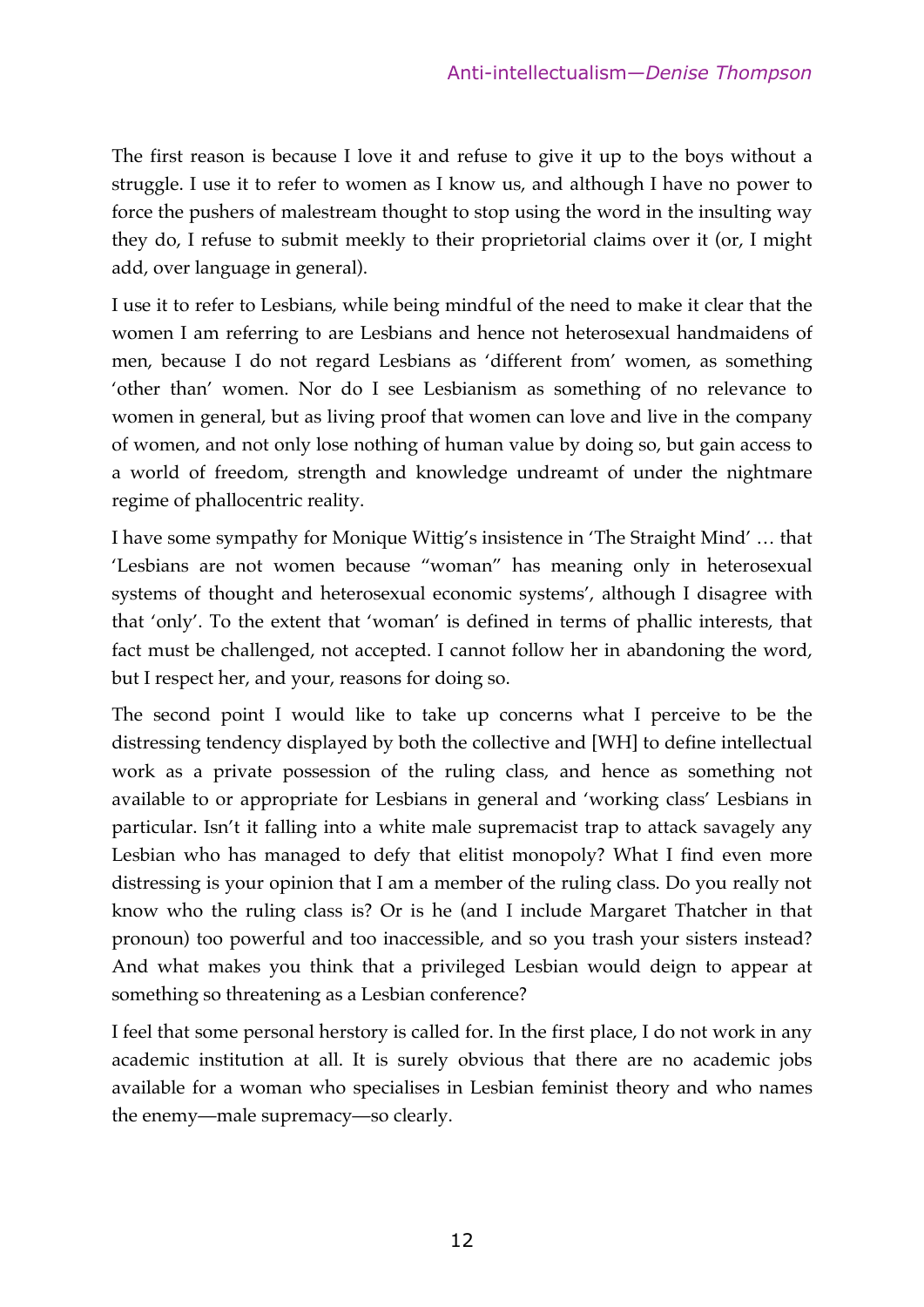The first reason is because I love it and refuse to give it up to the boys without a struggle. I use it to refer to women as I know us, and although I have no power to force the pushers of malestream thought to stop using the word in the insulting way they do, I refuse to submit meekly to their proprietorial claims over it (or, I might add, over language in general).

I use it to refer to Lesbians, while being mindful of the need to make it clear that the women I am referring to are Lesbians and hence not heterosexual handmaidens of men, because I do not regard Lesbians as 'different from' women, as something 'other than' women. Nor do I see Lesbianism as something of no relevance to women in general, but as living proof that women can love and live in the company of women, and not only lose nothing of human value by doing so, but gain access to a world of freedom, strength and knowledge undreamt of under the nightmare regime of phallocentric reality.

I have some sympathy for Monique Wittig's insistence in 'The Straight Mind' … that 'Lesbians are not women because "woman" has meaning only in heterosexual systems of thought and heterosexual economic systems', although I disagree with that 'only'. To the extent that 'woman' is defined in terms of phallic interests, that fact must be challenged, not accepted. I cannot follow her in abandoning the word, but I respect her, and your, reasons for doing so.

The second point I would like to take up concerns what I perceive to be the distressing tendency displayed by both the collective and [WH] to define intellectual work as a private possession of the ruling class, and hence as something not available to or appropriate for Lesbians in general and 'working class' Lesbians in particular. Isn't it falling into a white male supremacist trap to attack savagely any Lesbian who has managed to defy that elitist monopoly? What I find even more distressing is your opinion that I am a member of the ruling class. Do you really not know who the ruling class is? Or is he (and I include Margaret Thatcher in that pronoun) too powerful and too inaccessible, and so you trash your sisters instead? And what makes you think that a privileged Lesbian would deign to appear at something so threatening as a Lesbian conference?

I feel that some personal herstory is called for. In the first place, I do not work in any academic institution at all. It is surely obvious that there are no academic jobs available for a woman who specialises in Lesbian feminist theory and who names the enemy—male supremacy—so clearly.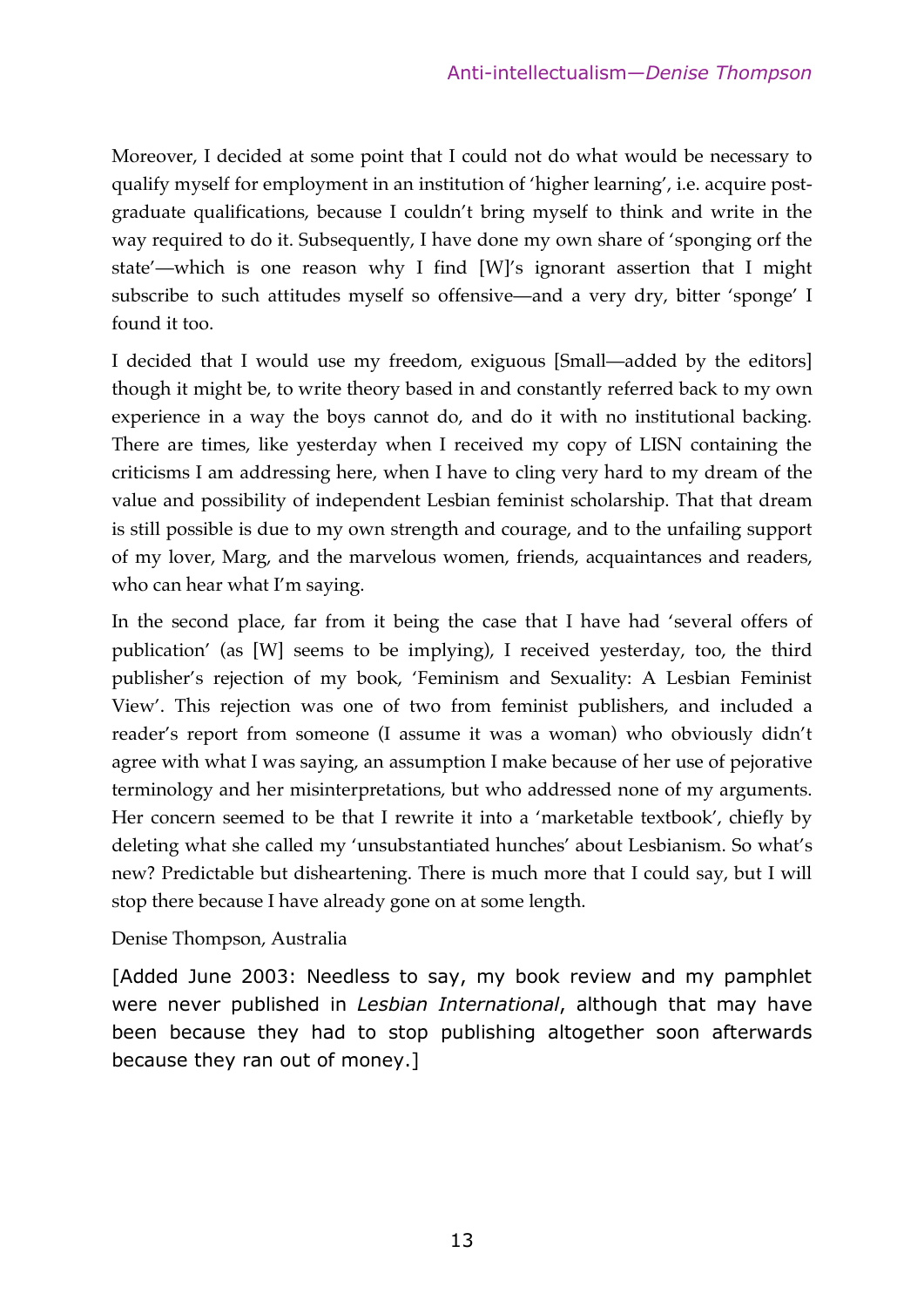Moreover, I decided at some point that I could not do what would be necessary to qualify myself for employment in an institution of 'higher learning', i.e. acquire post-graduate qualifications, because I couldn't bring myself to think and write in the way required to do it. Subsequently, I have done my own share of 'sponging orf the state'—which is one reason why I find [W]'s ignorant assertion that I might subscribe to such attitudes myself so offensive—and a very dry, bitter 'sponge' I found it too.

I decided that I would use my freedom, exiguous [Small—added by the editors] though it might be, to write theory based in and constantly referred back to my own experience in a way the boys cannot do, and do it with no institutional backing. There are times, like yesterday when I received my copy of LISN containing the criticisms I am addressing here, when I have to cling very hard to my dream of the value and possibility of independent Lesbian feminist scholarship. That that dream is still possible is due to my own strength and courage, and to the unfailing support of my lover, Marg, and the marvelous women, friends, acquaintances and readers, who can hear what I'm saying.

In the second place, far from it being the case that I have had 'several offers of publication' (as [W] seems to be implying), I received yesterday, too, the third publisher's rejection of my book, 'Feminism and Sexuality: A Lesbian Feminist View'. This rejection was one of two from feminist publishers, and included a reader's report from someone (I assume it was a woman) who obviously didn't agree with what I was saying, an assumption I make because of her use of pejorative terminology and her misinterpretations, but who addressed none of my arguments. Her concern seemed to be that I rewrite it into a 'marketable textbook', chiefly by deleting what she called my 'unsubstantiated hunches' about Lesbianism. So what's new? Predictable but disheartening. There is much more that I could say, but I will stop there because I have already gone on at some length.

Denise Thompson, Australia

[Added June 2003: Needless to say, my book review and my pamphlet were never published in *Lesbian International*, although that may have been because they had to stop publishing altogether soon afterwards because they ran out of money.]